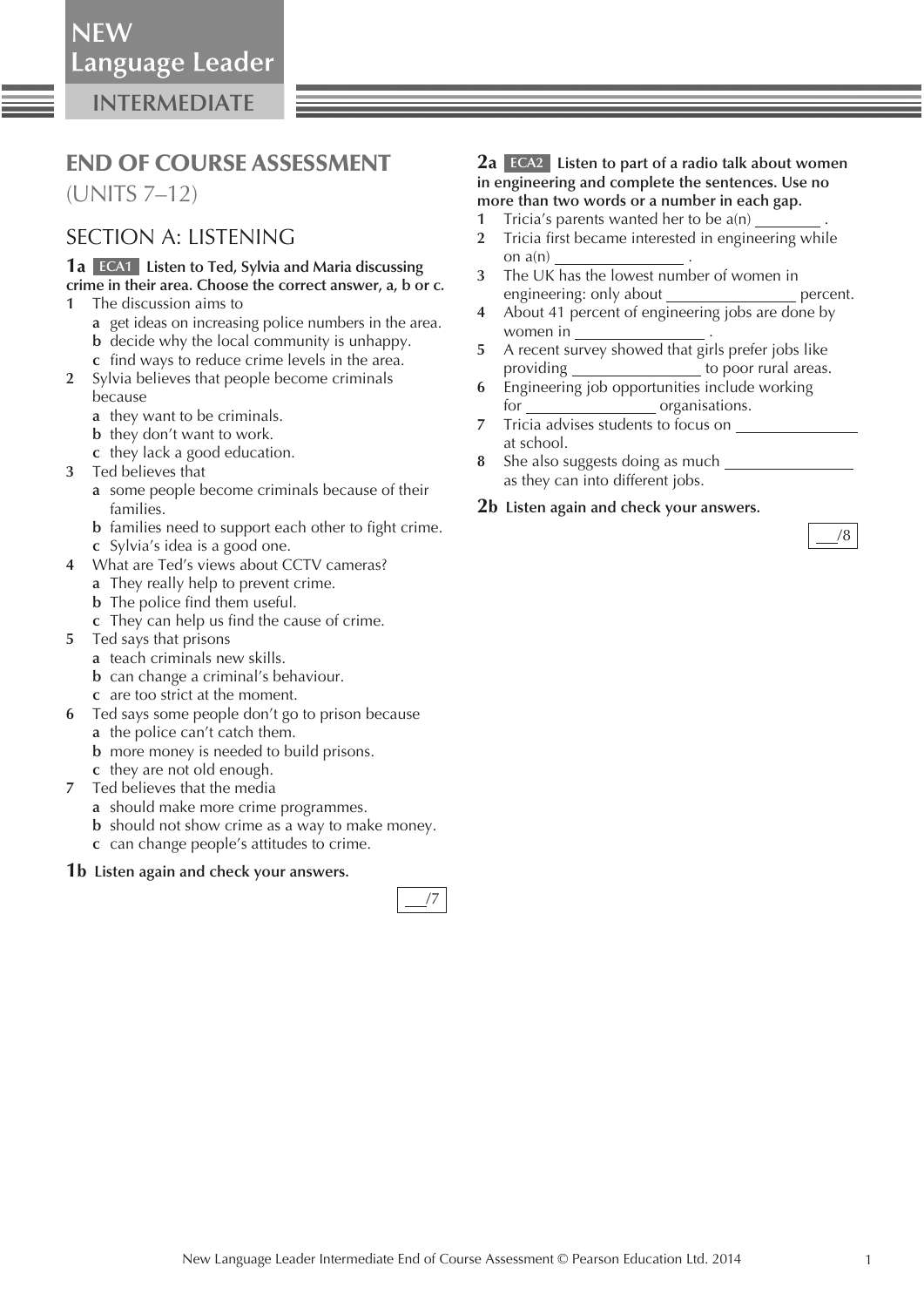NEW
Language Leader
INTERMEDIATE

# END OF COURSE ASSESSMENT

(UNITS 7–12)

## SECTION A: LISTENING

**1a** ECA1 **Listen to Ted, Sylvia and Maria discussing crime in their area. Choose the correct answer, a, b or c.**

1. The discussion aims to
   - **a** get ideas on increasing police numbers in the area.
   - **b** decide why the local community is unhappy.
   - **c** find ways to reduce crime levels in the area.
2. Sylvia believes that people become criminals because
   - **a** they want to be criminals.
   - **b** they don't want to work.
   - **c** they lack a good education.
3. Ted believes that
   - **a** some people become criminals because of their families.
   - **b** families need to support each other to fight crime.
   - **c** Sylvia's idea is a good one.
4. What are Ted's views about CCTV cameras?
   - **a** They really help to prevent crime.
   - **b** The police find them useful.
   - **c** They can help us find the cause of crime.
5. Ted says that prisons
   - **a** teach criminals new skills.
   - **b** can change a criminal's behaviour.
   - **c** are too strict at the moment.
6. Ted says some people don't go to prison because
   - **a** the police can't catch them.
   - **b** more money is needed to build prisons.
   - **c** they are not old enough.
7. Ted believes that the media
   - **a** should make more crime programmes.
   - **b** should not show crime as a way to make money.
   - **c** can change people's attitudes to crime.

**1b Listen again and check your answers.**

___/7

**2a** ECA2 **Listen to part of a radio talk about women in engineering and complete the sentences. Use no more than two words or a number in each gap.**

1. Tricia's parents wanted her to be a(n) ________ .
2. Tricia first became interested in engineering while on a(n) ________ .
3. The UK has the lowest number of women in engineering: only about ________ percent.
4. About 41 percent of engineering jobs are done by women in ________ .
5. A recent survey showed that girls prefer jobs like providing ________ to poor rural areas.
6. Engineering job opportunities include working for ________ organisations.
7. Tricia advises students to focus on ________ at school.
8. She also suggests doing as much ________ as they can into different jobs.

**2b Listen again and check your answers.**

___/8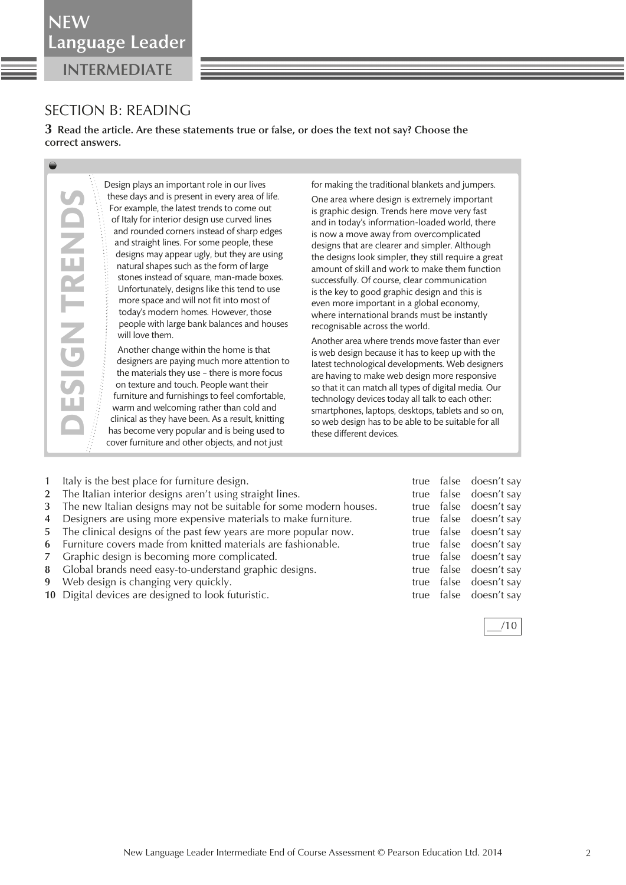## SECTION B: READING

**3 Read the article. Are these statements true or false, or does the text not say? Choose the correct answers.**

### DESIGN TRENDS

Design plays an important role in our lives these days and is present in every area of life. For example, the latest trends to come out of Italy for interior design use curved lines and rounded corners instead of sharp edges and straight lines. For some people, these designs may appear ugly, but they are using natural shapes such as the form of large stones instead of square, man-made boxes. Unfortunately, designs like this tend to use more space and will not fit into most of today's modern homes. However, those people with large bank balances and houses will love them.

Another change within the home is that designers are paying much more attention to the materials they use – there is more focus on texture and touch. People want their furniture and furnishings to feel comfortable, warm and welcoming rather than cold and clinical as they have been. As a result, knitting has become very popular and is being used to cover furniture and other objects, and not just for making the traditional blankets and jumpers.

One area where design is extremely important is graphic design. Trends here move very fast and in today's information-loaded world, there is now a move away from overcomplicated designs that are clearer and simpler. Although the designs look simpler, they still require a great amount of skill and work to make them function successfully. Of course, clear communication is the key to good graphic design and this is even more important in a global economy, where international brands must be instantly recognisable across the world.

Another area where trends move faster than ever is web design because it has to keep up with the latest technological developments. Web designers are having to make web design more responsive so that it can match all types of digital media. Our technology devices today all talk to each other: smartphones, laptops, desktops, tablets and so on, so web design has to be able to be suitable for all these different devices.

| | | | | |
|---|---|---|---|---|
| 1 | Italy is the best place for furniture design. | true | false | doesn't say |
| 2 | The Italian interior designs aren't using straight lines. | true | false | doesn't say |
| 3 | The new Italian designs may not be suitable for some modern houses. | true | false | doesn't say |
| 4 | Designers are using more expensive materials to make furniture. | true | false | doesn't say |
| 5 | The clinical designs of the past few years are more popular now. | true | false | doesn't say |
| 6 | Furniture covers made from knitted materials are fashionable. | true | false | doesn't say |
| 7 | Graphic design is becoming more complicated. | true | false | doesn't say |
| 8 | Global brands need easy-to-understand graphic designs. | true | false | doesn't say |
| 9 | Web design is changing very quickly. | true | false | doesn't say |
| 10 | Digital devices are designed to look futuristic. | true | false | doesn't say |

___/10

New Language Leader Intermediate End of Course Assessment © Pearson Education Ltd. 2014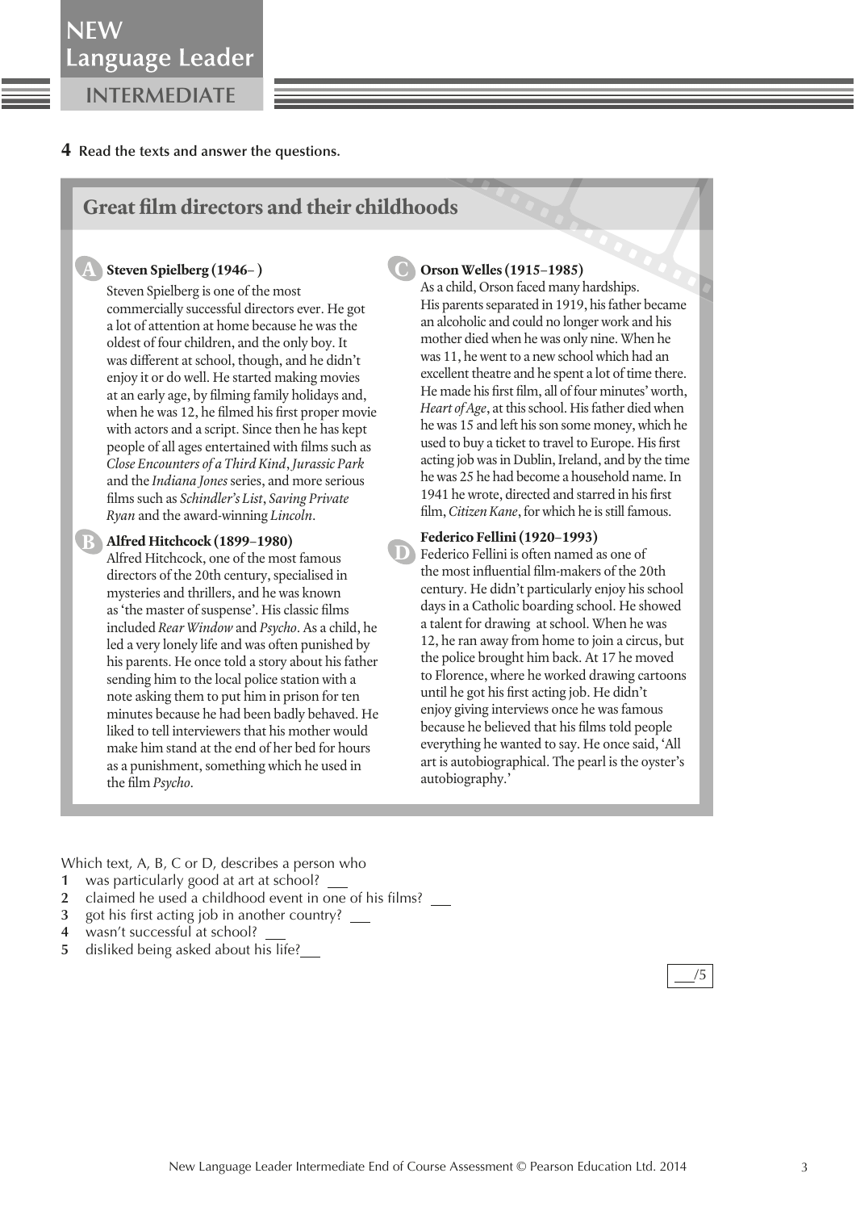**4** **Read the texts and answer the questions.**

## Great film directors and their childhoods

**A** **Steven Spielberg (1946– )**

Steven Spielberg is one of the most commercially successful directors ever. He got a lot of attention at home because he was the oldest of four children, and the only boy. It was different at school, though, and he didn't enjoy it or do well. He started making movies at an early age, by filming family holidays and, when he was 12, he filmed his first proper movie with actors and a script. Since then he has kept people of all ages entertained with films such as *Close Encounters of a Third Kind*, *Jurassic Park* and the *Indiana Jones* series, and more serious films such as *Schindler's List*, *Saving Private Ryan* and the award-winning *Lincoln*.

**B** **Alfred Hitchcock (1899–1980)**

Alfred Hitchcock, one of the most famous directors of the 20th century, specialised in mysteries and thrillers, and he was known as 'the master of suspense'. His classic films included *Rear Window* and *Psycho*. As a child, he led a very lonely life and was often punished by his parents. He once told a story about his father sending him to the local police station with a note asking them to put him in prison for ten minutes because he had been badly behaved. He liked to tell interviewers that his mother would make him stand at the end of her bed for hours as a punishment, something which he used in the film *Psycho*.

**C** **Orson Welles (1915–1985)**

As a child, Orson faced many hardships. His parents separated in 1919, his father became an alcoholic and could no longer work and his mother died when he was only nine. When he was 11, he went to a new school which had an excellent theatre and he spent a lot of time there. He made his first film, all of four minutes' worth, *Heart of Age*, at this school. His father died when he was 15 and left his son some money, which he used to buy a ticket to travel to Europe. His first acting job was in Dublin, Ireland, and by the time he was 25 he had become a household name. In 1941 he wrote, directed and starred in his first film, *Citizen Kane*, for which he is still famous.

**D** **Federico Fellini (1920–1993)**

Federico Fellini is often named as one of the most influential film-makers of the 20th century. He didn't particularly enjoy his school days in a Catholic boarding school. He showed a talent for drawing at school. When he was 12, he ran away from home to join a circus, but the police brought him back. At 17 he moved to Florence, where he worked drawing cartoons until he got his first acting job. He didn't enjoy giving interviews once he was famous because he believed that his films told people everything he wanted to say. He once said, 'All art is autobiographical. The pearl is the oyster's autobiography.'

Which text, A, B, C or D, describes a person who

1. was particularly good at art at school? ___
2. claimed he used a childhood event in one of his films? ___
3. got his first acting job in another country? ___
4. wasn't successful at school? ___
5. disliked being asked about his life?___

___/5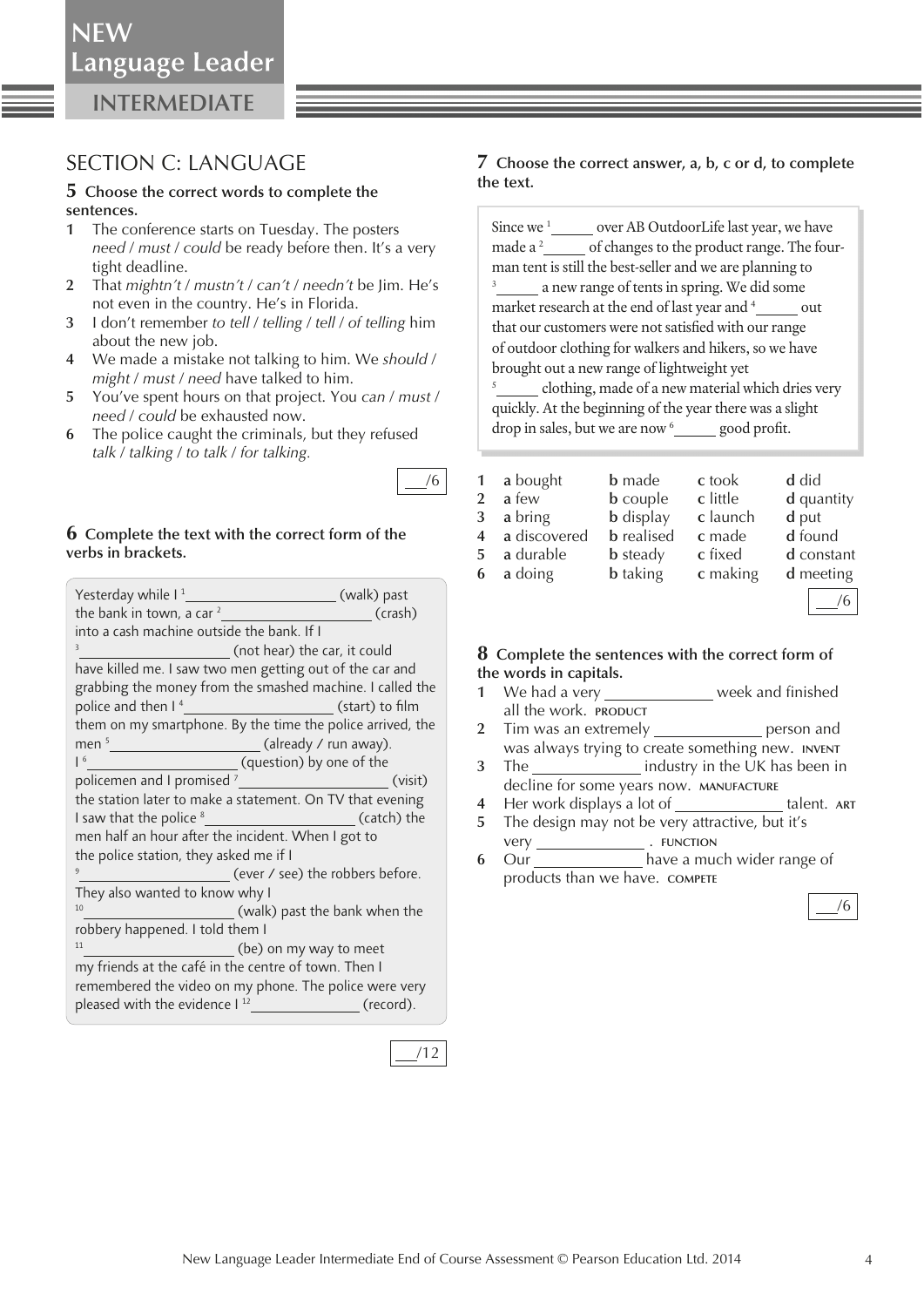## SECTION C: LANGUAGE

### 5 Choose the correct words to complete the sentences.

1. The conference starts on Tuesday. The posters *need* / *must* / *could* be ready before then. It's a very tight deadline.
2. That *mightn't* / *mustn't* / *can't* / *needn't* be Jim. He's not even in the country. He's in Florida.
3. I don't remember *to tell* / *telling* / *tell* / *of telling* him about the new job.
4. We made a mistake not talking to him. We *should* / *might* / *must* / *need* have talked to him.
5. You've spent hours on that project. You *can* / *must* / *need* / *could* be exhausted now.
6. The police caught the criminals, but they refused *talk* / *talking* / *to talk* / *for talking*.

___/6

### 6 Complete the text with the correct form of the verbs in brackets.

Yesterday while I [1] ____________________ (walk) past the bank in town, a car [2] ____________________ (crash) into a cash machine outside the bank. If I [3] ____________________ (not hear) the car, it could have killed me. I saw two men getting out of the car and grabbing the money from the smashed machine. I called the police and then I [4] ____________________ (start) to film them on my smartphone. By the time the police arrived, the men [5] ____________________ (already / run away). I [6] ____________________ (question) by one of the policemen and I promised [7] ____________________ (visit) the station later to make a statement. On TV that evening I saw that the police [8] ____________________ (catch) the men half an hour after the incident. When I got to the police station, they asked me if I [9] ____________________ (ever / see) the robbers before. They also wanted to know why I [10] ____________________ (walk) past the bank when the robbery happened. I told them I [11] ____________________ (be) on my way to meet my friends at the café in the centre of town. Then I remembered the video on my phone. The police were very pleased with the evidence I [12] ______________ (record).

___/12

### 7 Choose the correct answer, a, b, c or d, to complete the text.

Since we [1] ______ over AB OutdoorLife last year, we have made a [2] ______ of changes to the product range. The four-man tent is still the best-seller and we are planning to [3] ______ a new range of tents in spring. We did some market research at the end of last year and [4] ______ out that our customers were not satisfied with our range of outdoor clothing for walkers and hikers, so we have brought out a new range of lightweight yet [5] ______ clothing, made of a new material which dries very quickly. At the beginning of the year there was a slight drop in sales, but we are now [6] ______ good profit.

| | a | b | c | d |
|---|---|---|---|---|
| 1 | **a** bought | **b** made | **c** took | **d** did |
| 2 | **a** few | **b** couple | **c** little | **d** quantity |
| 3 | **a** bring | **b** display | **c** launch | **d** put |
| 4 | **a** discovered | **b** realised | **c** made | **d** found |
| 5 | **a** durable | **b** steady | **c** fixed | **d** constant |
| 6 | **a** doing | **b** taking | **c** making | **d** meeting |

___/6

### 8 Complete the sentences with the correct form of the words in capitals.

1. We had a very ______________ week and finished all the work. PRODUCT
2. Tim was an extremely ______________ person and was always trying to create something new. INVENT
3. The ______________ industry in the UK has been in decline for some years now. MANUFACTURE
4. Her work displays a lot of ______________ talent. ART
5. The design may not be very attractive, but it's very ______________ . FUNCTION
6. Our ______________ have a much wider range of products than we have. COMPETE

___/6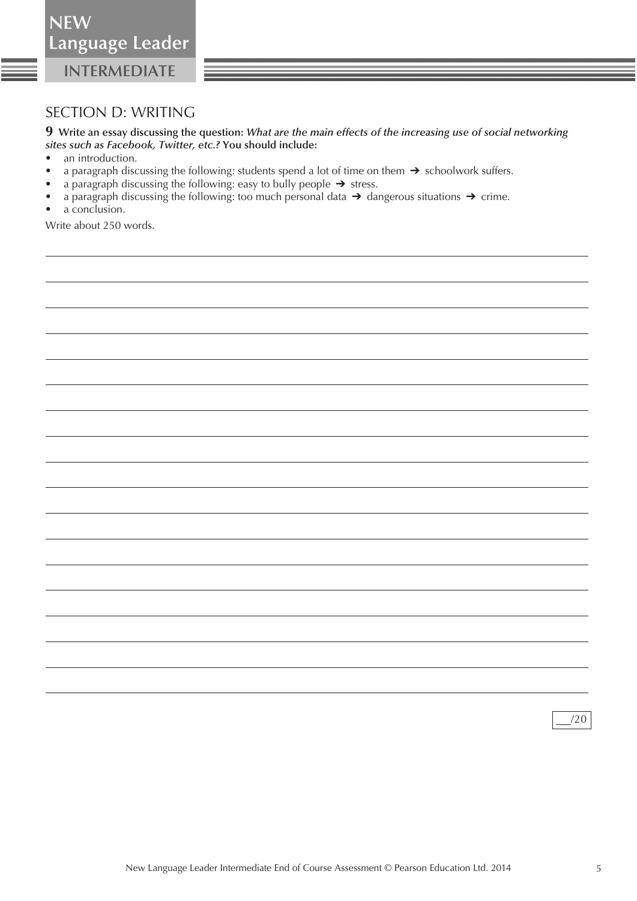## SECTION D: WRITING

**9 Write an essay discussing the question:** ***What are the main effects of the increasing use of social networking sites such as Facebook, Twitter, etc.?*** **You should include:**

- an introduction.
- a paragraph discussing the following: students spend a lot of time on them ➔ schoolwork suffers.
- a paragraph discussing the following: easy to bully people ➔ stress.
- a paragraph discussing the following: too much personal data ➔ dangerous situations ➔ crime.
- a conclusion.

Write about 250 words.

___/20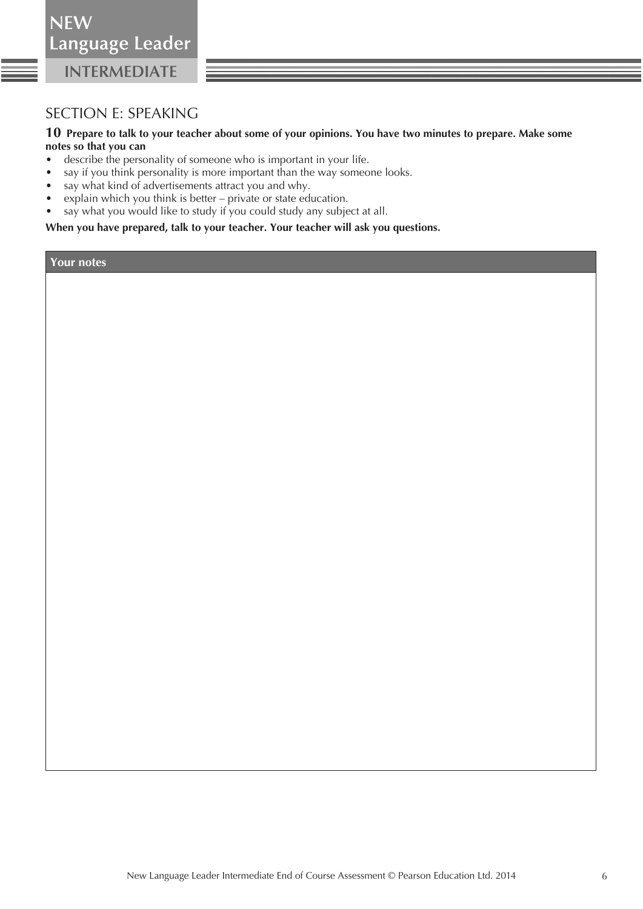## SECTION E: SPEAKING

**10 Prepare to talk to your teacher about some of your opinions. You have two minutes to prepare. Make some notes so that you can**

- describe the personality of someone who is important in your life.
- say if you think personality is more important than the way someone looks.
- say what kind of advertisements attract you and why.
- explain which you think is better – private or state education.
- say what you would like to study if you could study any subject at all.

**When you have prepared, talk to your teacher. Your teacher will ask you questions.**

| Your notes |
| --- |
| |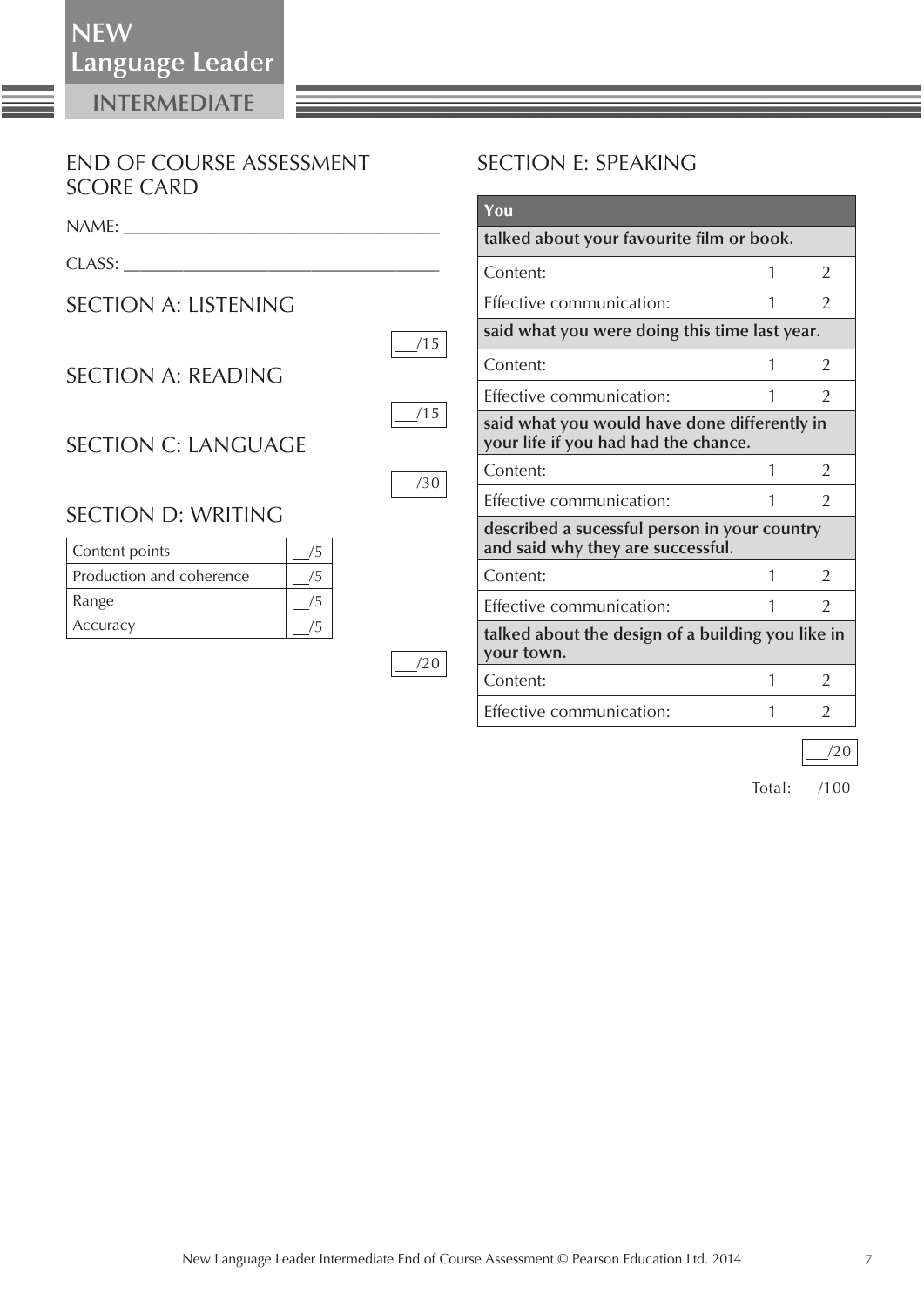# END OF COURSE ASSESSMENT SCORE CARD

NAME: ____________________________________

CLASS: ____________________________________

## SECTION A: LISTENING

___/15

## SECTION A: READING

___/15

## SECTION C: LANGUAGE

___/30

## SECTION D: WRITING

| | |
|---|---|
| Content points | __/5 |
| Production and coherence | __/5 |
| Range | __/5 |
| Accuracy | __/5 |

___/20

## SECTION E: SPEAKING

| **You** | | |
|---|---|---|
| **talked about your favourite film or book.** | | |
| Content: | 1 | 2 |
| Effective communication: | 1 | 2 |
| **said what you were doing this time last year.** | | |
| Content: | 1 | 2 |
| Effective communication: | 1 | 2 |
| **said what you would have done differently in your life if you had had the chance.** | | |
| Content: | 1 | 2 |
| Effective communication: | 1 | 2 |
| **described a sucessful person in your country and said why they are successful.** | | |
| Content: | 1 | 2 |
| Effective communication: | 1 | 2 |
| **talked about the design of a building you like in your town.** | | |
| Content: | 1 | 2 |
| Effective communication: | 1 | 2 |

___/20

Total: ___/100

New Language Leader Intermediate End of Course Assessment © Pearson Education Ltd. 2014